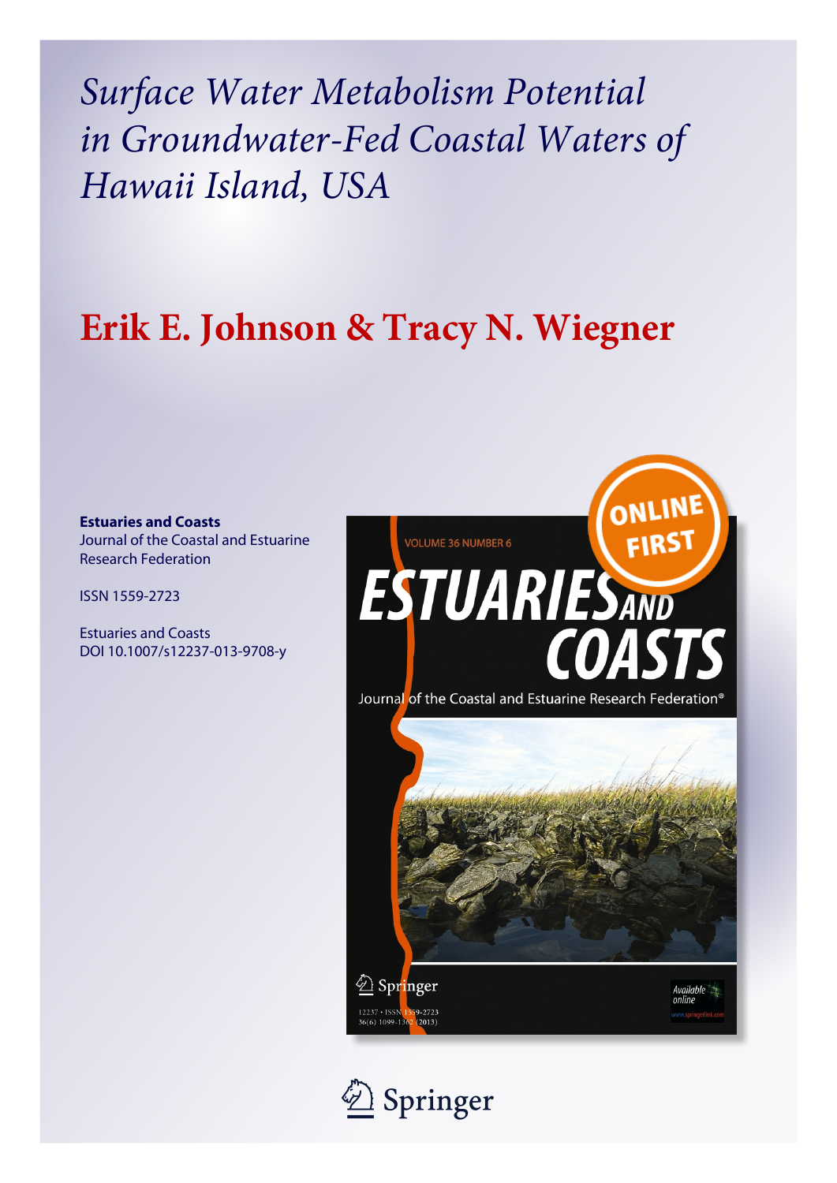# *Surface Water Metabolism Potential in Groundwater-Fed Coastal Waters of Hawaii Island, USA*

## Erik E. Johnson & Tracy N. Wiegner

**Estuaries and Coasts**
Journal of the Coastal and Estuarine Research Federation

ISSN 1559-2723

Estuaries and Coasts
DOI 10.1007/s12237-013-9708-y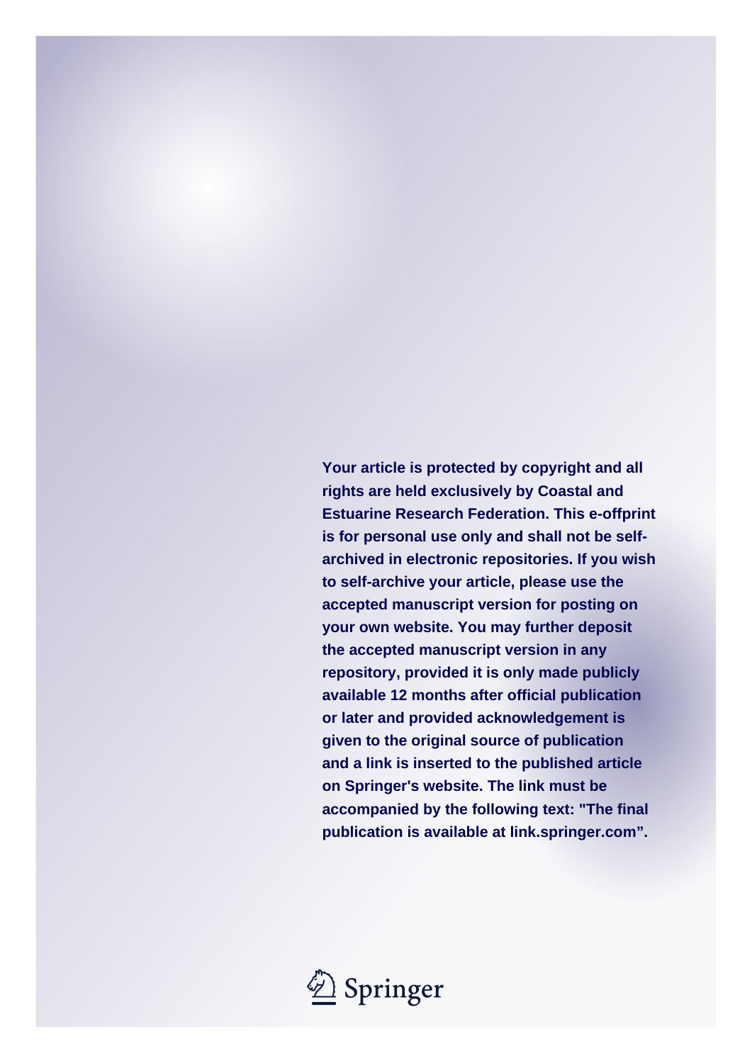**Your article is protected by copyright and all rights are held exclusively by Coastal and Estuarine Research Federation. This e-offprint is for personal use only and shall not be self-archived in electronic repositories. If you wish to self-archive your article, please use the accepted manuscript version for posting on your own website. You may further deposit the accepted manuscript version in any repository, provided it is only made publicly available 12 months after official publication or later and provided acknowledgement is given to the original source of publication and a link is inserted to the published article on Springer's website. The link must be accompanied by the following text: "The final publication is available at link.springer.com".**

Springer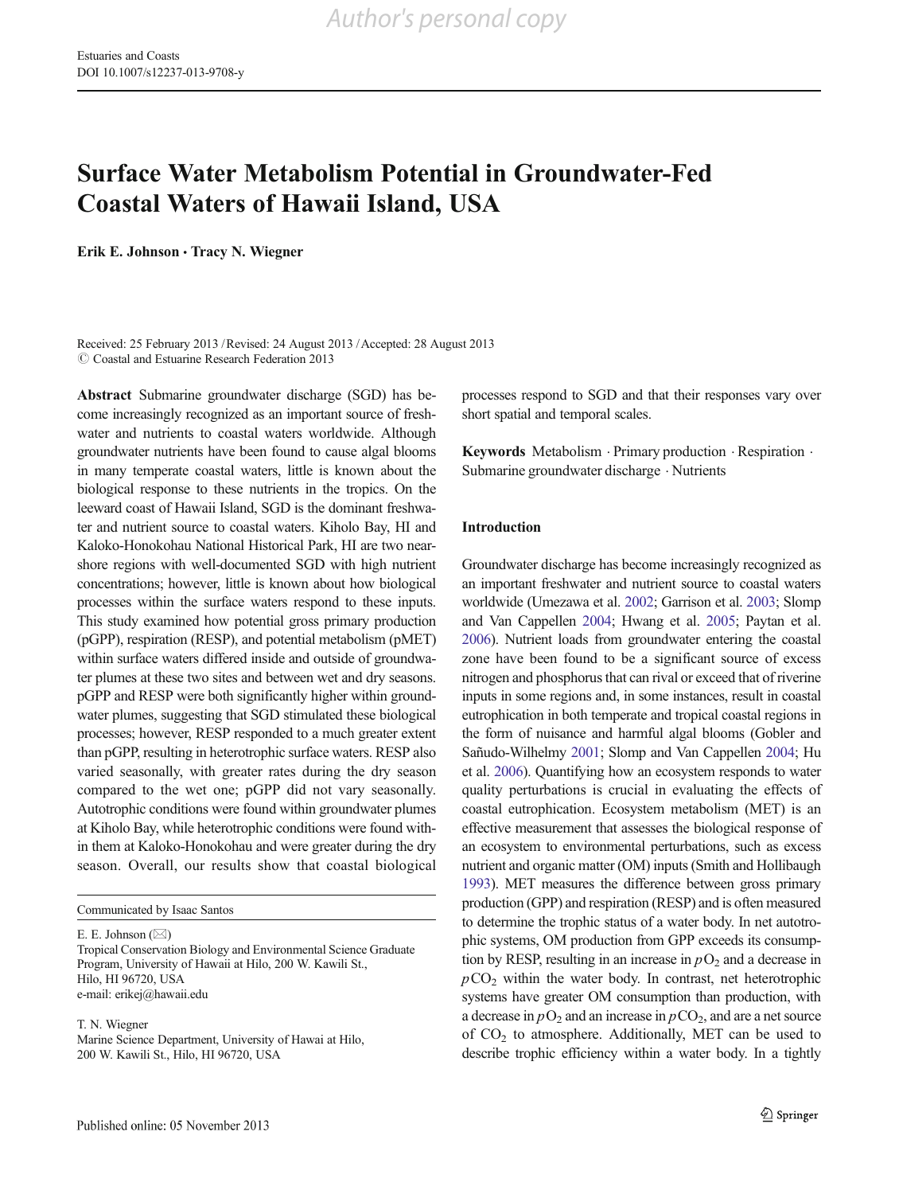# Surface Water Metabolism Potential in Groundwater-Fed Coastal Waters of Hawaii Island, USA

**Erik E. Johnson · Tracy N. Wiegner**

Received: 25 February 2013 / Revised: 24 August 2013 / Accepted: 28 August 2013
© Coastal and Estuarine Research Federation 2013

**Abstract** Submarine groundwater discharge (SGD) has become increasingly recognized as an important source of freshwater and nutrients to coastal waters worldwide. Although groundwater nutrients have been found to cause algal blooms in many temperate coastal waters, little is known about the biological response to these nutrients in the tropics. On the leeward coast of Hawaii Island, SGD is the dominant freshwater and nutrient source to coastal waters. Kiholo Bay, HI and Kaloko-Honokohau National Historical Park, HI are two nearshore regions with well-documented SGD with high nutrient concentrations; however, little is known about how biological processes within the surface waters respond to these inputs. This study examined how potential gross primary production (pGPP), respiration (RESP), and potential metabolism (pMET) within surface waters differed inside and outside of groundwater plumes at these two sites and between wet and dry seasons. pGPP and RESP were both significantly higher within groundwater plumes, suggesting that SGD stimulated these biological processes; however, RESP responded to a much greater extent than pGPP, resulting in heterotrophic surface waters. RESP also varied seasonally, with greater rates during the dry season compared to the wet one; pGPP did not vary seasonally. Autotrophic conditions were found within groundwater plumes at Kiholo Bay, while heterotrophic conditions were found within them at Kaloko-Honokohau and were greater during the dry season. Overall, our results show that coastal biological processes respond to SGD and that their responses vary over short spatial and temporal scales.

**Keywords** Metabolism · Primary production · Respiration · Submarine groundwater discharge · Nutrients

Communicated by Isaac Santos

E. E. Johnson (✉)
Tropical Conservation Biology and Environmental Science Graduate Program, University of Hawaii at Hilo, 200 W. Kawili St., Hilo, HI 96720, USA
e-mail: erikej@hawaii.edu

T. N. Wiegner
Marine Science Department, University of Hawai at Hilo, 200 W. Kawili St., Hilo, HI 96720, USA

## Introduction

Groundwater discharge has become increasingly recognized as an important freshwater and nutrient source to coastal waters worldwide (Umezawa et al. 2002; Garrison et al. 2003; Slomp and Van Cappellen 2004; Hwang et al. 2005; Paytan et al. 2006). Nutrient loads from groundwater entering the coastal zone have been found to be a significant source of excess nitrogen and phosphorus that can rival or exceed that of riverine inputs in some regions and, in some instances, result in coastal eutrophication in both temperate and tropical coastal regions in the form of nuisance and harmful algal blooms (Gobler and Sañudo-Wilhelmy 2001; Slomp and Van Cappellen 2004; Hu et al. 2006). Quantifying how an ecosystem responds to water quality perturbations is crucial in evaluating the effects of coastal eutrophication. Ecosystem metabolism (MET) is an effective measurement that assesses the biological response of an ecosystem to environmental perturbations, such as excess nutrient and organic matter (OM) inputs (Smith and Hollibaugh 1993). MET measures the difference between gross primary production (GPP) and respiration (RESP) and is often measured to determine the trophic status of a water body. In net autotrophic systems, OM production from GPP exceeds its consumption by RESP, resulting in an increase in $pO_2$ and a decrease in $pCO_2$ within the water body. In contrast, net heterotrophic systems have greater OM consumption than production, with a decrease in $pO_2$ and an increase in $pCO_2$, and are a net source of $CO_2$ to atmosphere. Additionally, MET can be used to describe trophic efficiency within a water body. In a tightly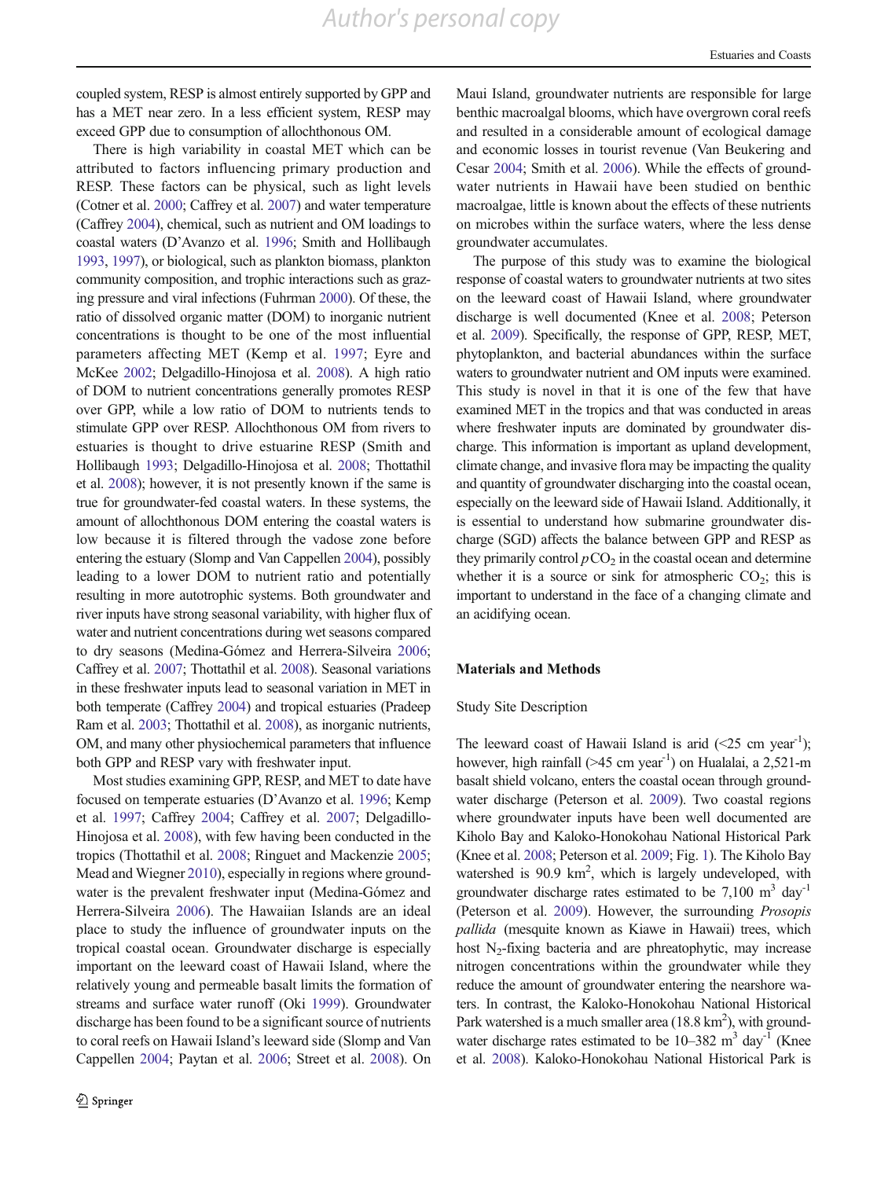coupled system, RESP is almost entirely supported by GPP and has a MET near zero. In a less efficient system, RESP may exceed GPP due to consumption of allochthonous OM.

There is high variability in coastal MET which can be attributed to factors influencing primary production and RESP. These factors can be physical, such as light levels (Cotner et al. 2000; Caffrey et al. 2007) and water temperature (Caffrey 2004), chemical, such as nutrient and OM loadings to coastal waters (D'Avanzo et al. 1996; Smith and Hollibaugh 1993, 1997), or biological, such as plankton biomass, plankton community composition, and trophic interactions such as grazing pressure and viral infections (Fuhrman 2000). Of these, the ratio of dissolved organic matter (DOM) to inorganic nutrient concentrations is thought to be one of the most influential parameters affecting MET (Kemp et al. 1997; Eyre and McKee 2002; Delgadillo-Hinojosa et al. 2008). A high ratio of DOM to nutrient concentrations generally promotes RESP over GPP, while a low ratio of DOM to nutrients tends to stimulate GPP over RESP. Allochthonous OM from rivers to estuaries is thought to drive estuarine RESP (Smith and Hollibaugh 1993; Delgadillo-Hinojosa et al. 2008; Thottathil et al. 2008); however, it is not presently known if the same is true for groundwater-fed coastal waters. In these systems, the amount of allochthonous DOM entering the coastal waters is low because it is filtered through the vadose zone before entering the estuary (Slomp and Van Cappellen 2004), possibly leading to a lower DOM to nutrient ratio and potentially resulting in more autotrophic systems. Both groundwater and river inputs have strong seasonal variability, with higher flux of water and nutrient concentrations during wet seasons compared to dry seasons (Medina-Gómez and Herrera-Silveira 2006; Caffrey et al. 2007; Thottathil et al. 2008). Seasonal variations in these freshwater inputs lead to seasonal variation in MET in both temperate (Caffrey 2004) and tropical estuaries (Pradeep Ram et al. 2003; Thottathil et al. 2008), as inorganic nutrients, OM, and many other physiochemical parameters that influence both GPP and RESP vary with freshwater input.

Most studies examining GPP, RESP, and MET to date have focused on temperate estuaries (D'Avanzo et al. 1996; Kemp et al. 1997; Caffrey 2004; Caffrey et al. 2007; Delgadillo-Hinojosa et al. 2008), with few having been conducted in the tropics (Thottathil et al. 2008; Ringuet and Mackenzie 2005; Mead and Wiegner 2010), especially in regions where groundwater is the prevalent freshwater input (Medina-Gómez and Herrera-Silveira 2006). The Hawaiian Islands are an ideal place to study the influence of groundwater inputs on the tropical coastal ocean. Groundwater discharge is especially important on the leeward coast of Hawaii Island, where the relatively young and permeable basalt limits the formation of streams and surface water runoff (Oki 1999). Groundwater discharge has been found to be a significant source of nutrients to coral reefs on Hawaii Island's leeward side (Slomp and Van Cappellen 2004; Paytan et al. 2006; Street et al. 2008). On Maui Island, groundwater nutrients are responsible for large benthic macroalgal blooms, which have overgrown coral reefs and resulted in a considerable amount of ecological damage and economic losses in tourist revenue (Van Beukering and Cesar 2004; Smith et al. 2006). While the effects of groundwater nutrients in Hawaii have been studied on benthic macroalgae, little is known about the effects of these nutrients on microbes within the surface waters, where the less dense groundwater accumulates.

The purpose of this study was to examine the biological response of coastal waters to groundwater nutrients at two sites on the leeward coast of Hawaii Island, where groundwater discharge is well documented (Knee et al. 2008; Peterson et al. 2009). Specifically, the response of GPP, RESP, MET, phytoplankton, and bacterial abundances within the surface waters to groundwater nutrient and OM inputs were examined. This study is novel in that it is one of the few that have examined MET in the tropics and that was conducted in areas where freshwater inputs are dominated by groundwater discharge. This information is important as upland development, climate change, and invasive flora may be impacting the quality and quantity of groundwater discharging into the coastal ocean, especially on the leeward side of Hawaii Island. Additionally, it is essential to understand how submarine groundwater discharge (SGD) affects the balance between GPP and RESP as they primarily control $p\text{CO}_2$ in the coastal ocean and determine whether it is a source or sink for atmospheric $CO_2$; this is important to understand in the face of a changing climate and an acidifying ocean.

## Materials and Methods

### Study Site Description

The leeward coast of Hawaii Island is arid (<25 cm year$^{-1}$); however, high rainfall (>45 cm year$^{-1}$) on Hualalai, a 2,521-m basalt shield volcano, enters the coastal ocean through groundwater discharge (Peterson et al. 2009). Two coastal regions where groundwater inputs have been well documented are Kiholo Bay and Kaloko-Honokohau National Historical Park (Knee et al. 2008; Peterson et al. 2009; Fig. 1). The Kiholo Bay watershed is 90.9 km$^2$, which is largely undeveloped, with groundwater discharge rates estimated to be 7,100 m$^3$ day$^{-1}$ (Peterson et al. 2009). However, the surrounding *Prosopis pallida* (mesquite known as Kiawe in Hawaii) trees, which host $N_2$-fixing bacteria and are phreatophytic, may increase nitrogen concentrations within the groundwater while they reduce the amount of groundwater entering the nearshore waters. In contrast, the Kaloko-Honokohau National Historical Park watershed is a much smaller area (18.8 km$^2$), with groundwater discharge rates estimated to be 10–382 m$^3$ day$^{-1}$ (Knee et al. 2008). Kaloko-Honokohau National Historical Park is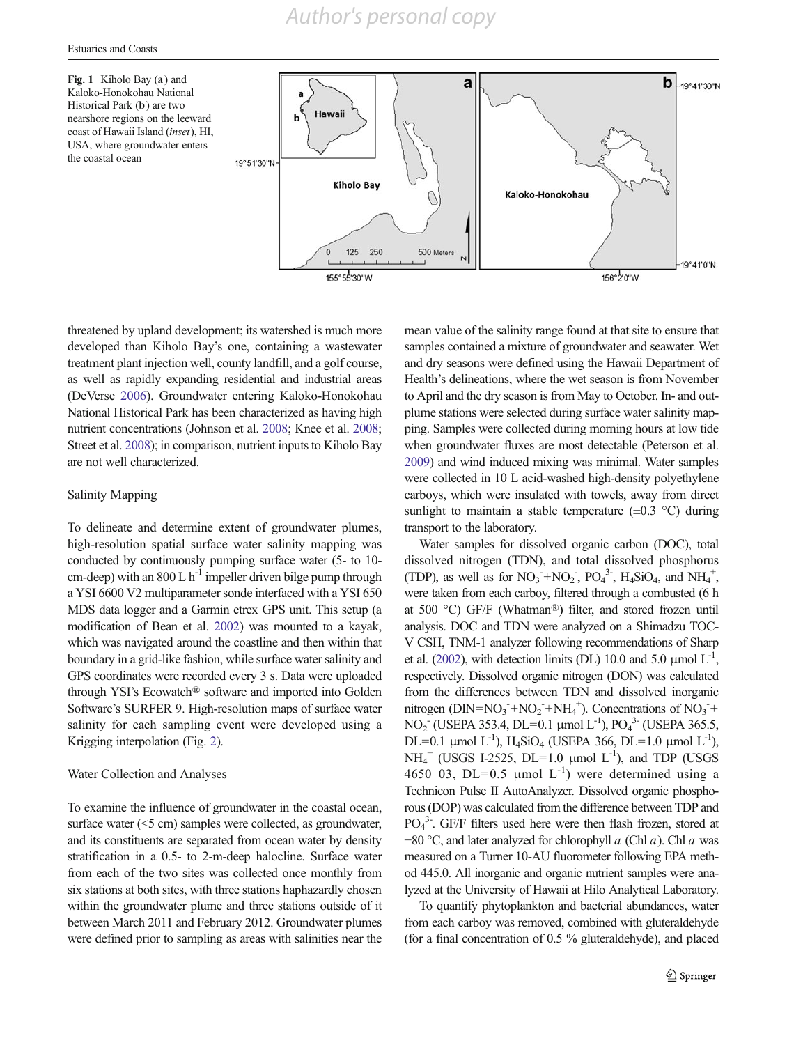Fig. 1 Kiholo Bay (**a**) and Kaloko-Honokohau National Historical Park (**b**) are two nearshore regions on the leeward coast of Hawaii Island (*inset*), HI, USA, where groundwater enters the coastal ocean

threatened by upland development; its watershed is much more developed than Kiholo Bay's one, containing a wastewater treatment plant injection well, county landfill, and a golf course, as well as rapidly expanding residential and industrial areas (DeVerse 2006). Groundwater entering Kaloko-Honokohau National Historical Park has been characterized as having high nutrient concentrations (Johnson et al. 2008; Knee et al. 2008; Street et al. 2008); in comparison, nutrient inputs to Kiholo Bay are not well characterized.

## Salinity Mapping

To delineate and determine extent of groundwater plumes, high-resolution spatial surface water salinity mapping was conducted by continuously pumping surface water (5- to 10-cm-deep) with an 800 L $h^{-1}$ impeller driven bilge pump through a YSI 6600 V2 multiparameter sonde interfaced with a YSI 650 MDS data logger and a Garmin etrex GPS unit. This setup (a modification of Bean et al. 2002) was mounted to a kayak, which was navigated around the coastline and then within that boundary in a grid-like fashion, while surface water salinity and GPS coordinates were recorded every 3 s. Data were uploaded through YSI's Ecowatch® software and imported into Golden Software's SURFER 9. High-resolution maps of surface water salinity for each sampling event were developed using a Krigging interpolation (Fig. 2).

## Water Collection and Analyses

To examine the influence of groundwater in the coastal ocean, surface water (<5 cm) samples were collected, as groundwater, and its constituents are separated from ocean water by density stratification in a 0.5- to 2-m-deep halocline. Surface water from each of the two sites was collected once monthly from six stations at both sites, with three stations haphazardly chosen within the groundwater plume and three stations outside of it between March 2011 and February 2012. Groundwater plumes were defined prior to sampling as areas with salinities near the mean value of the salinity range found at that site to ensure that samples contained a mixture of groundwater and seawater. Wet and dry seasons were defined using the Hawaii Department of Health's delineations, where the wet season is from November to April and the dry season is from May to October. In- and out-plume stations were selected during surface water salinity mapping. Samples were collected during morning hours at low tide when groundwater fluxes are most detectable (Peterson et al. 2009) and wind induced mixing was minimal. Water samples were collected in 10 L acid-washed high-density polyethylene carboys, which were insulated with towels, away from direct sunlight to maintain a stable temperature (±0.3 °C) during transport to the laboratory.

Water samples for dissolved organic carbon (DOC), total dissolved nitrogen (TDN), and total dissolved phosphorus (TDP), as well as for $NO_3^-$+$NO_2^-$, $PO_4^{3-}$, $H_4SiO_4$, and $NH_4^+$, were taken from each carboy, filtered through a combusted (6 h at 500 °C) GF/F (Whatman®) filter, and stored frozen until analysis. DOC and TDN were analyzed on a Shimadzu TOC-V CSH, TNM-1 analyzer following recommendations of Sharp et al. (2002), with detection limits (DL) 10.0 and 5.0 μmol $L^{-1}$, respectively. Dissolved organic nitrogen (DON) was calculated from the differences between TDN and dissolved inorganic nitrogen (DIN=$NO_3^-$+$NO_2^-$+$NH_4^+$). Concentrations of $NO_3^-$+$NO_2^-$ (USEPA 353.4, DL=0.1 μmol $L^{-1}$), $PO_4^{3-}$ (USEPA 365.5, DL=0.1 μmol $L^{-1}$), $H_4SiO_4$ (USEPA 366, DL=1.0 μmol $L^{-1}$), $NH_4^+$ (USGS I-2525, DL=1.0 μmol $L^{-1}$), and TDP (USGS 4650–03, DL=0.5 μmol $L^{-1}$) were determined using a Technicon Pulse II AutoAnalyzer. Dissolved organic phosphorous (DOP) was calculated from the difference between TDP and $PO_4^{3-}$. GF/F filters used here were then flash frozen, stored at −80 °C, and later analyzed for chlorophyll *a* (Chl *a*). Chl *a* was measured on a Turner 10-AU fluorometer following EPA method 445.0. All inorganic and organic nutrient samples were analyzed at the University of Hawaii at Hilo Analytical Laboratory.

To quantify phytoplankton and bacterial abundances, water from each carboy was removed, combined with gluteraldehyde (for a final concentration of 0.5 % gluteraldehyde), and placed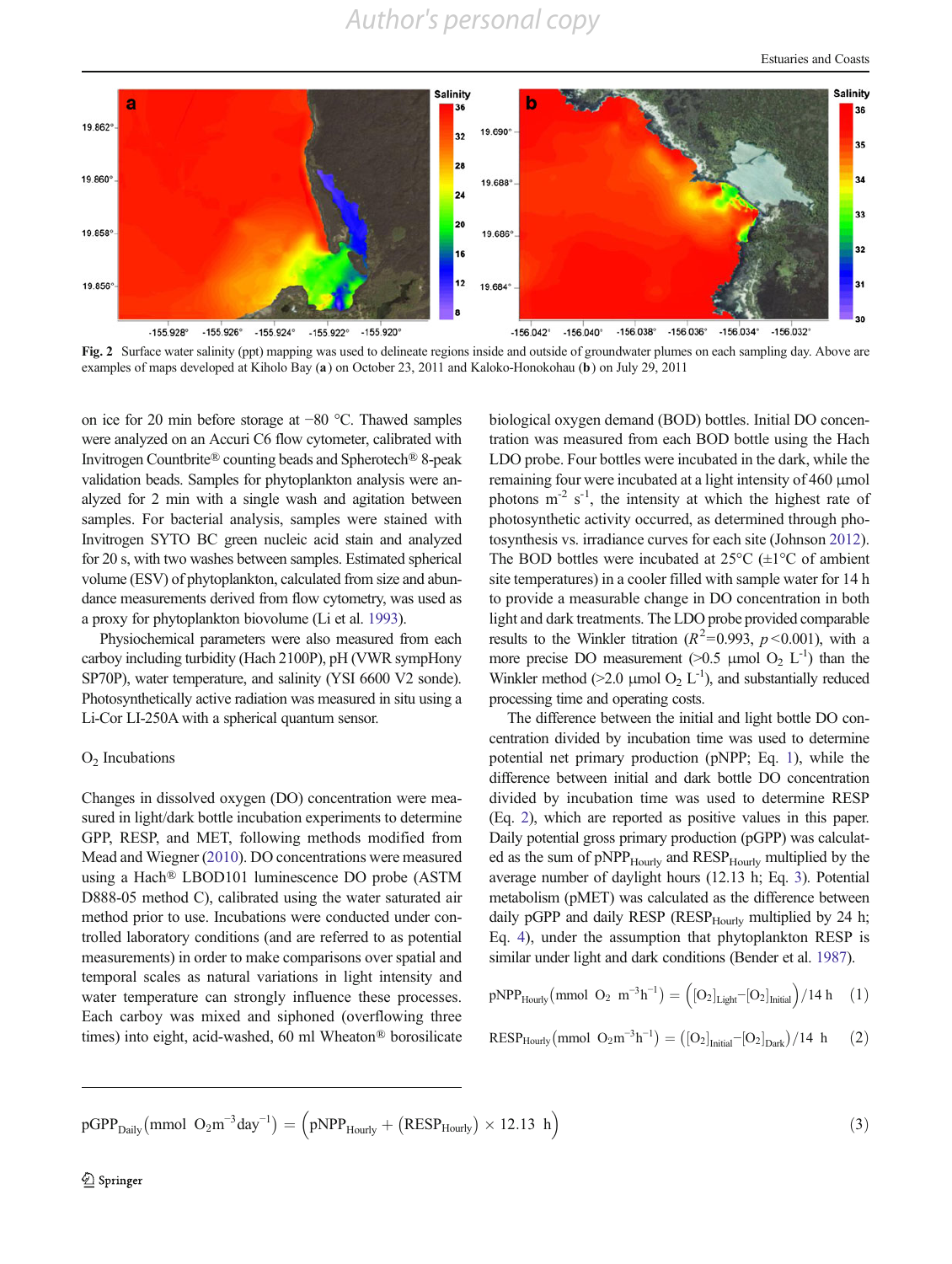**Fig. 2** Surface water salinity (ppt) mapping was used to delineate regions inside and outside of groundwater plumes on each sampling day. Above are examples of maps developed at Kiholo Bay (**a**) on October 23, 2011 and Kaloko-Honokohau (**b**) on July 29, 2011

on ice for 20 min before storage at −80 °C. Thawed samples were analyzed on an Accuri C6 flow cytometer, calibrated with Invitrogen Countbrite® counting beads and Spherotech® 8-peak validation beads. Samples for phytoplankton analysis were analyzed for 2 min with a single wash and agitation between samples. For bacterial analysis, samples were stained with Invitrogen SYTO BC green nucleic acid stain and analyzed for 20 s, with two washes between samples. Estimated spherical volume (ESV) of phytoplankton, calculated from size and abundance measurements derived from flow cytometry, was used as a proxy for phytoplankton biovolume (Li et al. 1993).

Physiochemical parameters were also measured from each carboy including turbidity (Hach 2100P), pH (VWR sympHony SP70P), water temperature, and salinity (YSI 6600 V2 sonde). Photosynthetically active radiation was measured in situ using a Li-Cor LI-250A with a spherical quantum sensor.

### $O_2$ Incubations

Changes in dissolved oxygen (DO) concentration were measured in light/dark bottle incubation experiments to determine GPP, RESP, and MET, following methods modified from Mead and Wiegner (2010). DO concentrations were measured using a Hach® LBOD101 luminescence DO probe (ASTM D888-05 method C), calibrated using the water saturated air method prior to use. Incubations were conducted under controlled laboratory conditions (and are referred to as potential measurements) in order to make comparisons over spatial and temporal scales as natural variations in light intensity and water temperature can strongly influence these processes. Each carboy was mixed and siphoned (overflowing three times) into eight, acid-washed, 60 ml Wheaton® borosilicate biological oxygen demand (BOD) bottles. Initial DO concentration was measured from each BOD bottle using the Hach LDO probe. Four bottles were incubated in the dark, while the remaining four were incubated at a light intensity of 460 μmol photons $m^{-2}$ $s^{-1}$, the intensity at which the highest rate of photosynthetic activity occurred, as determined through photosynthesis vs. irradiance curves for each site (Johnson 2012). The BOD bottles were incubated at 25°C (±1°C of ambient site temperatures) in a cooler filled with sample water for 14 h to provide a measurable change in DO concentration in both light and dark treatments. The LDO probe provided comparable results to the Winkler titration ($R^2$=0.993, $p$<0.001), with a more precise DO measurement (>0.5 μmol $O_2$ $L^{-1}$) than the Winkler method (>2.0 μmol $O_2$ $L^{-1}$), and substantially reduced processing time and operating costs.

The difference between the initial and light bottle DO concentration divided by incubation time was used to determine potential net primary production (pNPP; Eq. 1), while the difference between initial and dark bottle DO concentration divided by incubation time was used to determine RESP (Eq. 2), which are reported as positive values in this paper. Daily potential gross primary production (pGPP) was calculated as the sum of $\text{pNPP}_{\text{Hourly}}$ and $\text{RESP}_{\text{Hourly}}$ multiplied by the average number of daylight hours (12.13 h; Eq. 3). Potential metabolism (pMET) was calculated as the difference between daily pGPP and daily RESP ($\text{RESP}_{\text{Hourly}}$ multiplied by 24 h; Eq. 4), under the assumption that phytoplankton RESP is similar under light and dark conditions (Bender et al. 1987).

$$\text{pNPP}_{\text{Hourly}}\left(\text{mmol O}_2\ \text{m}^{-3}\text{h}^{-1}\right) = \left([\text{O}_2]_{\text{Light}} - [\text{O}_2]_{\text{Initial}}\right)/14\ \text{h} \quad (1)$$

$$\text{RESP}_{\text{Hourly}}\left(\text{mmol O}_2\text{m}^{-3}\text{h}^{-1}\right) = \left([\text{O}_2]_{\text{Initial}} - [\text{O}_2]_{\text{Dark}}\right)/14\ \text{h} \quad (2)$$

$$\text{pGPP}_{\text{Daily}}\left(\text{mmol O}_2\text{m}^{-3}\text{day}^{-1}\right) = \left(\text{pNPP}_{\text{Hourly}} + \left(\text{RESP}_{\text{Hourly}}\right) \times 12.13\ \text{h}\right) \quad (3)$$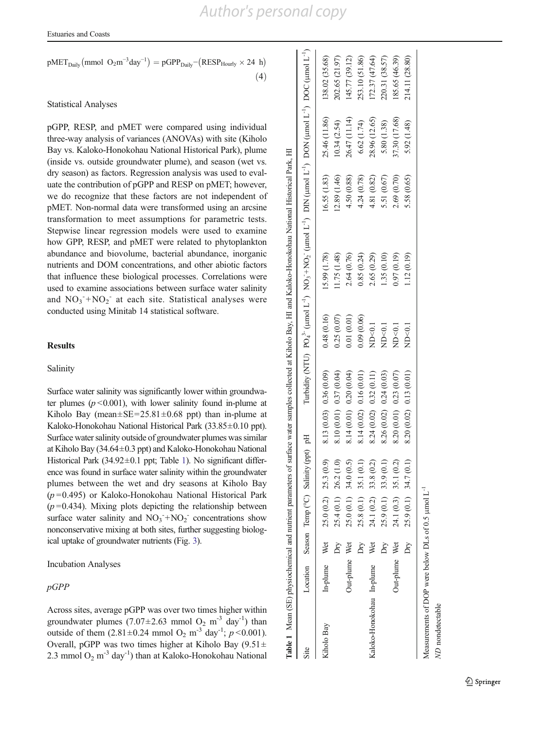$$\mathrm{pMET_{Daily}}\left(\mathrm{mmol\ O_2 m^{-3} day^{-1}}\right) = \mathrm{pGPP_{Daily}} - \left(\mathrm{RESP_{Hourly}} \times 24\ \mathrm{h}\right) \quad (4)$$

### Statistical Analyses

pGPP, RESP, and pMET were compared using individual three-way analysis of variances (ANOVAs) with site (Kiholo Bay vs. Kaloko-Honokohau National Historical Park), plume (inside vs. outside groundwater plume), and season (wet vs. dry season) as factors. Regression analysis was used to evaluate the contribution of pGPP and RESP on pMET; however, we do recognize that these factors are not independent of pMET. Non-normal data were transformed using an arcsine transformation to meet assumptions for parametric tests. Stepwise linear regression models were used to examine how GPP, RESP, and pMET were related to phytoplankton abundance and biovolume, bacterial abundance, inorganic nutrients and DOM concentrations, and other abiotic factors that influence these biological processes. Correlations were used to examine associations between surface water salinity and $NO_3^-$+$NO_2^-$ at each site. Statistical analyses were conducted using Minitab 14 statistical software.

## Results

### Salinity

Surface water salinity was significantly lower within groundwater plumes ($p<0.001$), with lower salinity found in-plume at Kiholo Bay (mean±SE=25.81±0.68 ppt) than in-plume at Kaloko-Honokohau National Historical Park (33.85±0.10 ppt). Surface water salinity outside of groundwater plumes was similar at Kiholo Bay (34.64±0.3 ppt) and Kaloko-Honokohau National Historical Park (34.92±0.1 ppt; Table 1). No significant difference was found in surface water salinity within the groundwater plumes between the wet and dry seasons at Kiholo Bay ($p=0.495$) or Kaloko-Honokohau National Historical Park ($p=0.434$). Mixing plots depicting the relationship between surface water salinity and $NO_3^-$+$NO_2^-$ concentrations show nonconservative mixing at both sites, further suggesting biological uptake of groundwater nutrients (Fig. 3).

### Incubation Analyses

#### *pGPP*

Across sites, average pGPP was over two times higher within groundwater plumes (7.07±2.63 mmol $O_2$ $m^{-3}$ $day^{-1}$) than outside of them (2.81±0.24 mmol $O_2$ $m^{-3}$ $day^{-1}$; $p<0.001$). Overall, pGPP was two times higher at Kiholo Bay (9.51±2.3 mmol $O_2$ $m^{-3}$ $day^{-1}$) than at Kaloko-Honokohau National

**Table 1** Mean (SE) physiochemical and nutrient parameters of surface water samples collected at Kiholo Bay, HI and Kaloko-Honokohau National Historical Park, HI

| Site | Location | Season | Temp (°C) | Salinity (ppt) | pH | Turbidity (NTU) | $PO_4^{3-}$ (µmol $L^{-1}$) | $NO_3^-$+$NO_2^-$ (µmol $L^{-1}$) | DIN (µmol $L^{-1}$) | DON (µmol $L^{-1}$) | DOC (µmol $L^{-1}$) |
|---|---|---|---|---|---|---|---|---|---|---|---|
| Kiholo Bay | In-plume | Wet | 25.0 (0.2) | 25.3 (0.9) | 8.13 (0.03) | 0.36 (0.09) | 0.48 (0.16) | 15.99 (1.78) | 16.55 (1.83) | 25.46 (11.86) | 138.02 (35.68) |
| | | Dry | 25.4 (0.1) | 26.2 (1.0) | 8.10 (0.01) | 0.37 (0.04) | 0.25 (0.07) | 11.75 (1.48) | 12.89 (1.46) | 10.34 (2.54) | 202.65 (21.97) |
| | Out-plume | Wet | 25.0 (0.1) | 34.0 (0.5) | 8.14 (0.01) | 0.20 (0.04) | 0.01 (0.01) | 2.64 (0.76) | 4.50 (0.88) | 26.47 (11.14) | 145.77 (39.12) |
| | | Dry | 25.8 (0.1) | 35.1 (0.1) | 8.14 (0.02) | 0.16 (0.01) | 0.09 (0.06) | 0.85 (0.24) | 4.24 (0.78) | 6.62 (1.74) | 253.10 (51.86) |
| Kaloko-Honokohau | In-plume | Wet | 24.1 (0.2) | 33.8 (0.2) | 8.24 (0.02) | 0.32 (0.11) | ND<0.1 | 2.65 (0.29) | 4.81 (0.82) | 28.96 (12.65) | 172.37 (47.64) |
| | | Dry | 25.9 (0.1) | 33.9 (0.1) | 8.26 (0.02) | 0.24 (0.03) | ND<0.1 | 1.35 (0.10) | 5.51 (0.67) | 5.80 (1.38) | 220.31 (38.57) |
| | Out-plume | Wet | 24.1 (0.3) | 35.1 (0.2) | 8.20 (0.01) | 0.23 (0.07) | ND<0.1 | 0.97 (0.19) | 2.69 (0.70) | 37.30 (17.68) | 185.65 (46.39) |
| | | Dry | 25.9 (0.1) | 34.7 (0.1) | 8.20 (0.02) | 0.13 (0.01) | ND<0.1 | 1.12 (0.19) | 5.58 (0.65) | 5.92 (1.48) | 214.11 (28.80) |

Measurements of DOP were below DLs of 0.5 µmol $L^{-1}$

*ND* nondetectable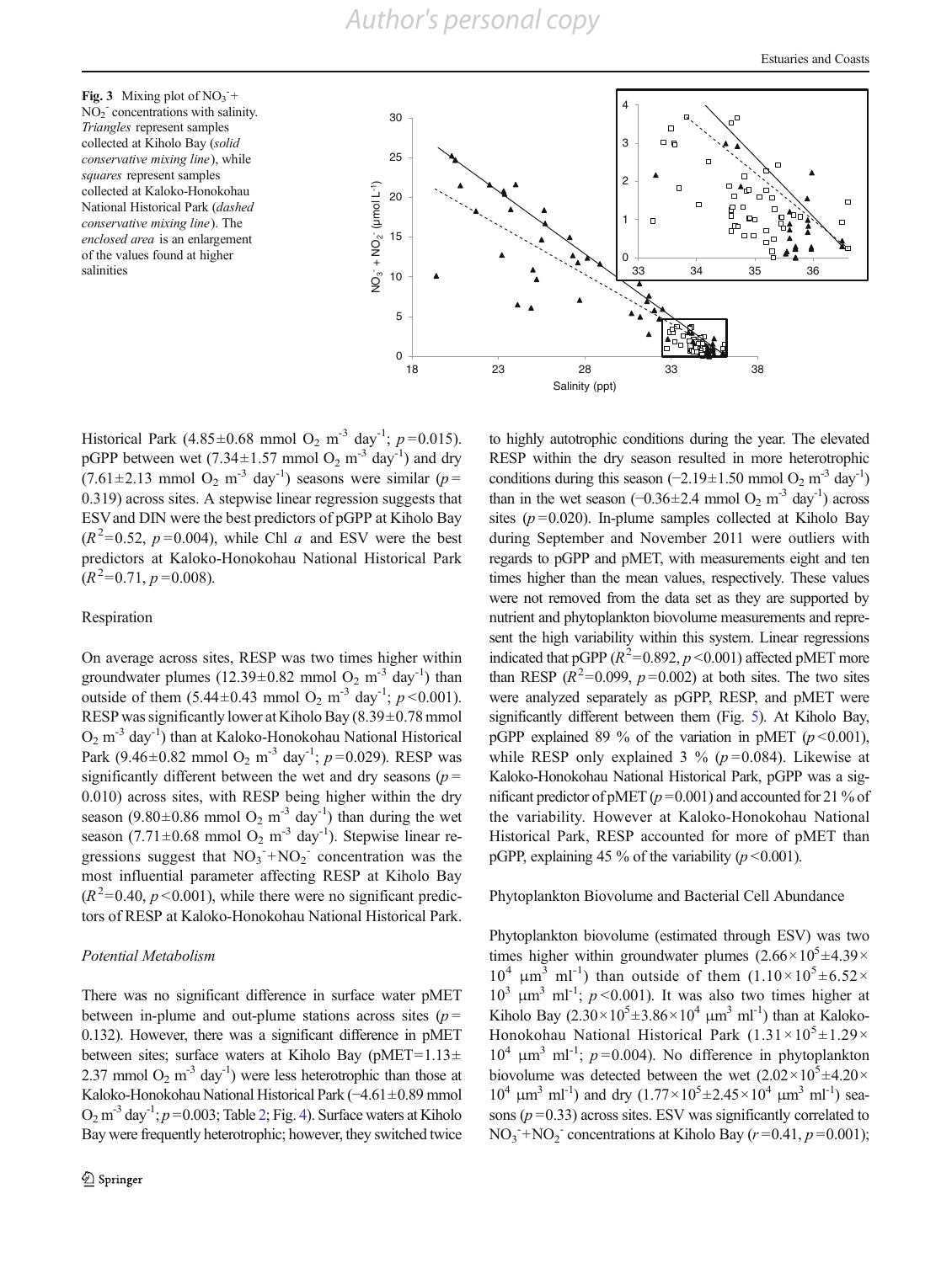**Fig. 3** Mixing plot of $NO_3^- + NO_2^-$ concentrations with salinity. *Triangles* represent samples collected at Kiholo Bay (*solid conservative mixing line*), while *squares* represent samples collected at Kaloko-Honokohau National Historical Park (*dashed conservative mixing line*). The *enclosed area* is an enlargement of the values found at higher salinities

Historical Park ($4.85 \pm 0.68$ mmol $O_2$ $m^{-3}$ $day^{-1}$; $p = 0.015$). pGPP between wet ($7.34 \pm 1.57$ mmol $O_2$ $m^{-3}$ $day^{-1}$) and dry ($7.61 \pm 2.13$ mmol $O_2$ $m^{-3}$ $day^{-1}$) seasons were similar ($p = 0.319$) across sites. A stepwise linear regression suggests that ESV and DIN were the best predictors of pGPP at Kiholo Bay ($R^2 = 0.52$, $p = 0.004$), while Chl *a* and ESV were the best predictors at Kaloko-Honokohau National Historical Park ($R^2 = 0.71$, $p = 0.008$).

### Respiration

On average across sites, RESP was two times higher within groundwater plumes ($12.39 \pm 0.82$ mmol $O_2$ $m^{-3}$ $day^{-1}$) than outside of them ($5.44 \pm 0.43$ mmol $O_2$ $m^{-3}$ $day^{-1}$; $p < 0.001$). RESP was significantly lower at Kiholo Bay ($8.39 \pm 0.78$ mmol $O_2$ $m^{-3}$ $day^{-1}$) than at Kaloko-Honokohau National Historical Park ($9.46 \pm 0.82$ mmol $O_2$ $m^{-3}$ $day^{-1}$; $p = 0.029$). RESP was significantly different between the wet and dry seasons ($p = 0.010$) across sites, with RESP being higher within the dry season ($9.80 \pm 0.86$ mmol $O_2$ $m^{-3}$ $day^{-1}$) than during the wet season ($7.71 \pm 0.68$ mmol $O_2$ $m^{-3}$ $day^{-1}$). Stepwise linear regressions suggest that $NO_3^- + NO_2^-$ concentration was the most influential parameter affecting RESP at Kiholo Bay ($R^2 = 0.40$, $p < 0.001$), while there were no significant predictors of RESP at Kaloko-Honokohau National Historical Park.

### *Potential Metabolism*

There was no significant difference in surface water pMET between in-plume and out-plume stations across sites ($p = 0.132$). However, there was a significant difference in pMET between sites; surface waters at Kiholo Bay (pMET$= 1.13 \pm 2.37$ mmol $O_2$ $m^{-3}$ $day^{-1}$) were less heterotrophic than those at Kaloko-Honokohau National Historical Park ($-4.61 \pm 0.89$ mmol $O_2$ $m^{-3}$ $day^{-1}$; $p = 0.003$; Table 2; Fig. 4). Surface waters at Kiholo Bay were frequently heterotrophic; however, they switched twice to highly autotrophic conditions during the year. The elevated RESP within the dry season resulted in more heterotrophic conditions during this season ($-2.19 \pm 1.50$ mmol $O_2$ $m^{-3}$ $day^{-1}$) than in the wet season ($-0.36 \pm 2.4$ mmol $O_2$ $m^{-3}$ $day^{-1}$) across sites ($p = 0.020$). In-plume samples collected at Kiholo Bay during September and November 2011 were outliers with regards to pGPP and pMET, with measurements eight and ten times higher than the mean values, respectively. These values were not removed from the data set as they are supported by nutrient and phytoplankton biovolume measurements and represent the high variability within this system. Linear regressions indicated that pGPP ($R^2 = 0.892$, $p < 0.001$) affected pMET more than RESP ($R^2 = 0.099$, $p = 0.002$) at both sites. The two sites were analyzed separately as pGPP, RESP, and pMET were significantly different between them (Fig. 5). At Kiholo Bay, pGPP explained 89 % of the variation in pMET ($p < 0.001$), while RESP only explained 3 % ($p = 0.084$). Likewise at Kaloko-Honokohau National Historical Park, pGPP was a significant predictor of pMET ($p = 0.001$) and accounted for 21 % of the variability. However at Kaloko-Honokohau National Historical Park, RESP accounted for more of pMET than pGPP, explaining 45 % of the variability ($p < 0.001$).

### Phytoplankton Biovolume and Bacterial Cell Abundance

Phytoplankton biovolume (estimated through ESV) was two times higher within groundwater plumes ($2.66 \times 10^5 \pm 4.39 \times 10^4$ $\mu m^3$ $ml^{-1}$) than outside of them ($1.10 \times 10^5 \pm 6.52 \times 10^3$ $\mu m^3$ $ml^{-1}$; $p < 0.001$). It was also two times higher at Kiholo Bay ($2.30 \times 10^5 \pm 3.86 \times 10^4$ $\mu m^3$ $ml^{-1}$) than at Kaloko-Honokohau National Historical Park ($1.31 \times 10^5 \pm 1.29 \times 10^4$ $\mu m^3$ $ml^{-1}$; $p = 0.004$). No difference in phytoplankton biovolume was detected between the wet ($2.02 \times 10^5 \pm 4.20 \times 10^4$ $\mu m^3$ $ml^{-1}$) and dry ($1.77 \times 10^5 \pm 2.45 \times 10^4$ $\mu m^3$ $ml^{-1}$) seasons ($p = 0.33$) across sites. ESV was significantly correlated to $NO_3^- + NO_2^-$ concentrations at Kiholo Bay ($r = 0.41$, $p = 0.001$);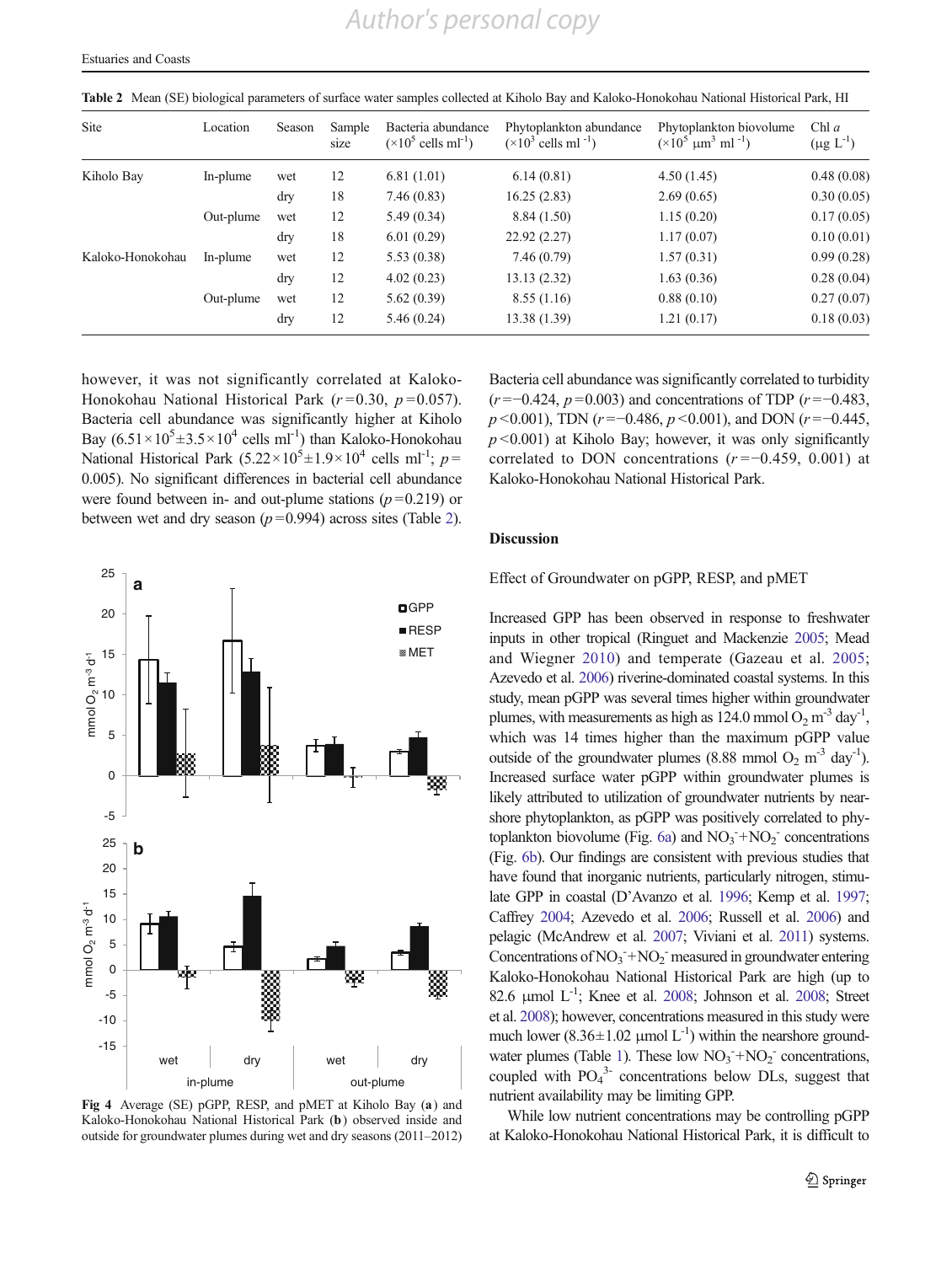**Table 2** Mean (SE) biological parameters of surface water samples collected at Kiholo Bay and Kaloko-Honokohau National Historical Park, HI

| Site | Location | Season | Sample size | Bacteria abundance ($\times 10^5$ cells $ml^{-1}$) | Phytoplankton abundance ($\times 10^3$ cells $ml^{-1}$) | Phytoplankton biovolume ($\times 10^5$ $\mu m^3$ $ml^{-1}$) | Chl *a* ($\mu g$ $L^{-1}$) |
|---|---|---|---|---|---|---|---|
| Kiholo Bay | In-plume | wet | 12 | 6.81 (1.01) | 6.14 (0.81) | 4.50 (1.45) | 0.48 (0.08) |
| | | dry | 18 | 7.46 (0.83) | 16.25 (2.83) | 2.69 (0.65) | 0.30 (0.05) |
| | Out-plume | wet | 12 | 5.49 (0.34) | 8.84 (1.50) | 1.15 (0.20) | 0.17 (0.05) |
| | | dry | 18 | 6.01 (0.29) | 22.92 (2.27) | 1.17 (0.07) | 0.10 (0.01) |
| Kaloko-Honokohau | In-plume | wet | 12 | 5.53 (0.38) | 7.46 (0.79) | 1.57 (0.31) | 0.99 (0.28) |
| | | dry | 12 | 4.02 (0.23) | 13.13 (2.32) | 1.63 (0.36) | 0.28 (0.04) |
| | Out-plume | wet | 12 | 5.62 (0.39) | 8.55 (1.16) | 0.88 (0.10) | 0.27 (0.07) |
| | | dry | 12 | 5.46 (0.24) | 13.38 (1.39) | 1.21 (0.17) | 0.18 (0.03) |

however, it was not significantly correlated at Kaloko-Honokohau National Historical Park ($r = 0.30$, $p = 0.057$). Bacteria cell abundance was significantly higher at Kiholo Bay ($6.51 \times 10^5 \pm 3.5 \times 10^4$ cells $ml^{-1}$) than Kaloko-Honokohau National Historical Park ($5.22 \times 10^5 \pm 1.9 \times 10^4$ cells $ml^{-1}$; $p = 0.005$). No significant differences in bacterial cell abundance were found between in- and out-plume stations ($p = 0.219$) or between wet and dry season ($p = 0.994$) across sites (Table 2).

**Fig 4** Average (SE) pGPP, RESP, and pMET at Kiholo Bay (**a**) and Kaloko-Honokohau National Historical Park (**b**) observed inside and outside for groundwater plumes during wet and dry seasons (2011–2012)

Bacteria cell abundance was significantly correlated to turbidity ($r = -0.424$, $p = 0.003$) and concentrations of TDP ($r = -0.483$, $p < 0.001$), TDN ($r = -0.486$, $p < 0.001$), and DON ($r = -0.445$, $p < 0.001$) at Kiholo Bay; however, it was only significantly correlated to DON concentrations ($r = -0.459$, 0.001) at Kaloko-Honokohau National Historical Park.

## Discussion

### Effect of Groundwater on pGPP, RESP, and pMET

Increased GPP has been observed in response to freshwater inputs in other tropical (Ringuet and Mackenzie 2005; Mead and Wiegner 2010) and temperate (Gazeau et al. 2005; Azevedo et al. 2006) riverine-dominated coastal systems. In this study, mean pGPP was several times higher within groundwater plumes, with measurements as high as 124.0 mmol $O_2$ $m^{-3}$ $day^{-1}$, which was 14 times higher than the maximum pGPP value outside of the groundwater plumes (8.88 mmol $O_2$ $m^{-3}$ $day^{-1}$). Increased surface water pGPP within groundwater plumes is likely attributed to utilization of groundwater nutrients by near-shore phytoplankton, as pGPP was positively correlated to phytoplankton biovolume (Fig. 6a) and $NO_3^- + NO_2^-$ concentrations (Fig. 6b). Our findings are consistent with previous studies that have found that inorganic nutrients, particularly nitrogen, stimulate GPP in coastal (D'Avanzo et al. 1996; Kemp et al. 1997; Caffrey 2004; Azevedo et al. 2006; Russell et al. 2006) and pelagic (McAndrew et al. 2007; Viviani et al. 2011) systems. Concentrations of $NO_3^- + NO_2^-$ measured in groundwater entering Kaloko-Honokohau National Historical Park are high (up to 82.6 $\mu$mol $L^{-1}$; Knee et al. 2008; Johnson et al. 2008; Street et al. 2008); however, concentrations measured in this study were much lower ($8.36 \pm 1.02$ $\mu$mol $L^{-1}$) within the nearshore groundwater plumes (Table 1). These low $NO_3^- + NO_2^-$ concentrations, coupled with $PO_4^{3-}$ concentrations below DLs, suggest that nutrient availability may be limiting GPP.

While low nutrient concentrations may be controlling pGPP at Kaloko-Honokohau National Historical Park, it is difficult to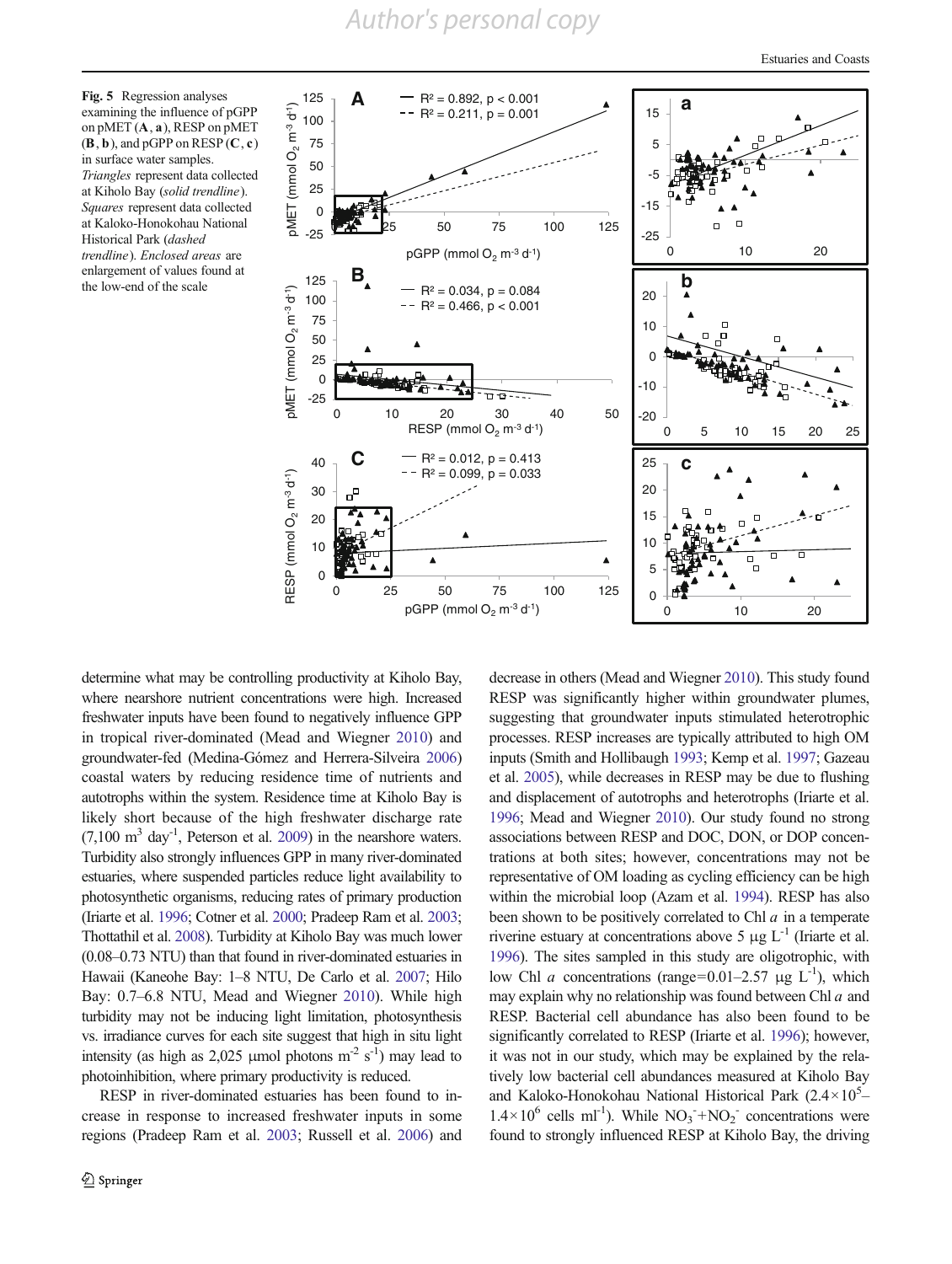**Fig. 5** Regression analyses examining the influence of pGPP on pMET (**A**, **a**), RESP on pMET (**B**, **b**), and pGPP on RESP (**C**, **c**) in surface water samples. *Triangles* represent data collected at Kiholo Bay (*solid trendline*). *Squares* represent data collected at Kaloko-Honokohau National Historical Park (*dashed trendline*). *Enclosed areas* are enlargement of values found at the low-end of the scale

determine what may be controlling productivity at Kiholo Bay, where nearshore nutrient concentrations were high. Increased freshwater inputs have been found to negatively influence GPP in tropical river-dominated (Mead and Wiegner 2010) and groundwater-fed (Medina-Gómez and Herrera-Silveira 2006) coastal waters by reducing residence time of nutrients and autotrophs within the system. Residence time at Kiholo Bay is likely short because of the high freshwater discharge rate (7,100 $m^3$ $day^{-1}$, Peterson et al. 2009) in the nearshore waters. Turbidity also strongly influences GPP in many river-dominated estuaries, where suspended particles reduce light availability to photosynthetic organisms, reducing rates of primary production (Iriarte et al. 1996; Cotner et al. 2000; Pradeep Ram et al. 2003; Thottathil et al. 2008). Turbidity at Kiholo Bay was much lower (0.08–0.73 NTU) than that found in river-dominated estuaries in Hawaii (Kaneohe Bay: 1–8 NTU, De Carlo et al. 2007; Hilo Bay: 0.7–6.8 NTU, Mead and Wiegner 2010). While high turbidity may not be inducing light limitation, photosynthesis vs. irradiance curves for each site suggest that high in situ light intensity (as high as 2,025 μmol photons $m^{-2}$ $s^{-1}$) may lead to photoinhibition, where primary productivity is reduced.

RESP in river-dominated estuaries has been found to increase in response to increased freshwater inputs in some regions (Pradeep Ram et al. 2003; Russell et al. 2006) and decrease in others (Mead and Wiegner 2010). This study found RESP was significantly higher within groundwater plumes, suggesting that groundwater inputs stimulated heterotrophic processes. RESP increases are typically attributed to high OM inputs (Smith and Hollibaugh 1993; Kemp et al. 1997; Gazeau et al. 2005), while decreases in RESP may be due to flushing and displacement of autotrophs and heterotrophs (Iriarte et al. 1996; Mead and Wiegner 2010). Our study found no strong associations between RESP and DOC, DON, or DOP concentrations at both sites; however, concentrations may not be representative of OM loading as cycling efficiency can be high within the microbial loop (Azam et al. 1994). RESP has also been shown to be positively correlated to Chl *a* in a temperate riverine estuary at concentrations above 5 μg $L^{-1}$ (Iriarte et al. 1996). The sites sampled in this study are oligotrophic, with low Chl *a* concentrations (range=0.01–2.57 μg $L^{-1}$), which may explain why no relationship was found between Chl *a* and RESP. Bacterial cell abundance has also been found to be significantly correlated to RESP (Iriarte et al. 1996); however, it was not in our study, which may be explained by the relatively low bacterial cell abundances measured at Kiholo Bay and Kaloko-Honokohau National Historical Park ($2.4\times10^5$–$1.4\times10^6$ cells $ml^{-1}$). While $NO_3^-$+$NO_2^-$ concentrations were found to strongly influenced RESP at Kiholo Bay, the driving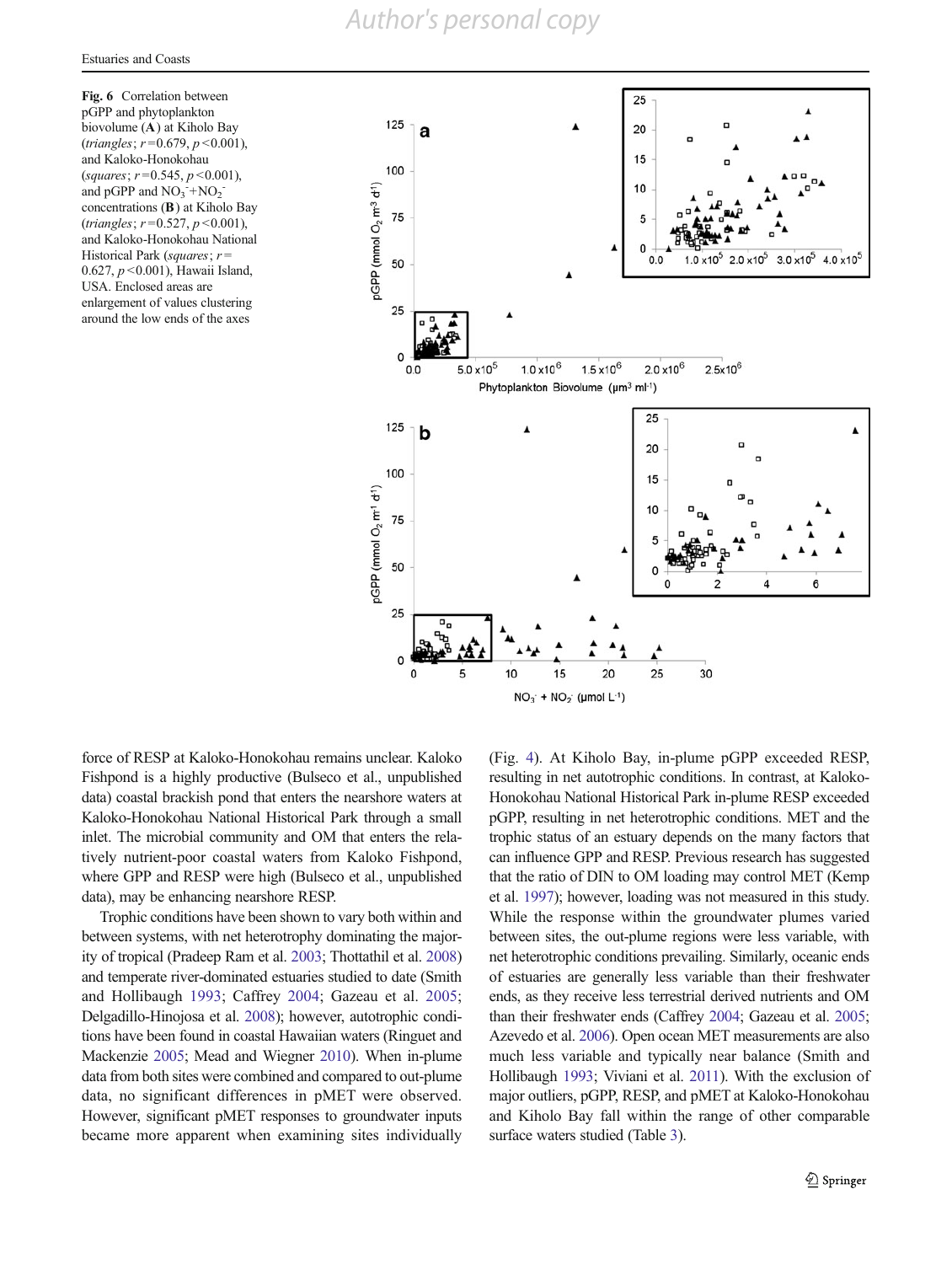**Fig. 6** Correlation between pGPP and phytoplankton biovolume (**A**) at Kiholo Bay (*triangles*; $r = 0.679$, $p < 0.001$), and Kaloko-Honokohau (*squares*; $r = 0.545$, $p < 0.001$), and pGPP and $NO_3^- + NO_2^-$ concentrations (**B**) at Kiholo Bay (*triangles*; $r = 0.527$, $p < 0.001$), and Kaloko-Honokohau National Historical Park (*squares*; $r = 0.627$, $p < 0.001$), Hawaii Island, USA. Enclosed areas are enlargement of values clustering around the low ends of the axes

force of RESP at Kaloko-Honokohau remains unclear. Kaloko Fishpond is a highly productive (Bulseco et al., unpublished data) coastal brackish pond that enters the nearshore waters at Kaloko-Honokohau National Historical Park through a small inlet. The microbial community and OM that enters the relatively nutrient-poor coastal waters from Kaloko Fishpond, where GPP and RESP were high (Bulseco et al., unpublished data), may be enhancing nearshore RESP.

Trophic conditions have been shown to vary both within and between systems, with net heterotrophy dominating the majority of tropical (Pradeep Ram et al. 2003; Thottathil et al. 2008) and temperate river-dominated estuaries studied to date (Smith and Hollibaugh 1993; Caffrey 2004; Gazeau et al. 2005; Delgadillo-Hinojosa et al. 2008); however, autotrophic conditions have been found in coastal Hawaiian waters (Ringuet and Mackenzie 2005; Mead and Wiegner 2010). When in-plume data from both sites were combined and compared to out-plume data, no significant differences in pMET were observed. However, significant pMET responses to groundwater inputs became more apparent when examining sites individually (Fig. 4). At Kiholo Bay, in-plume pGPP exceeded RESP, resulting in net autotrophic conditions. In contrast, at Kaloko-Honokohau National Historical Park in-plume RESP exceeded pGPP, resulting in net heterotrophic conditions. MET and the trophic status of an estuary depends on the many factors that can influence GPP and RESP. Previous research has suggested that the ratio of DIN to OM loading may control MET (Kemp et al. 1997); however, loading was not measured in this study. While the response within the groundwater plumes varied between sites, the out-plume regions were less variable, with net heterotrophic conditions prevailing. Similarly, oceanic ends of estuaries are generally less variable than their freshwater ends, as they receive less terrestrial derived nutrients and OM than their freshwater ends (Caffrey 2004; Gazeau et al. 2005; Azevedo et al. 2006). Open ocean MET measurements are also much less variable and typically near balance (Smith and Hollibaugh 1993; Viviani et al. 2011). With the exclusion of major outliers, pGPP, RESP, and pMET at Kaloko-Honokohau and Kiholo Bay fall within the range of other comparable surface waters studied (Table 3).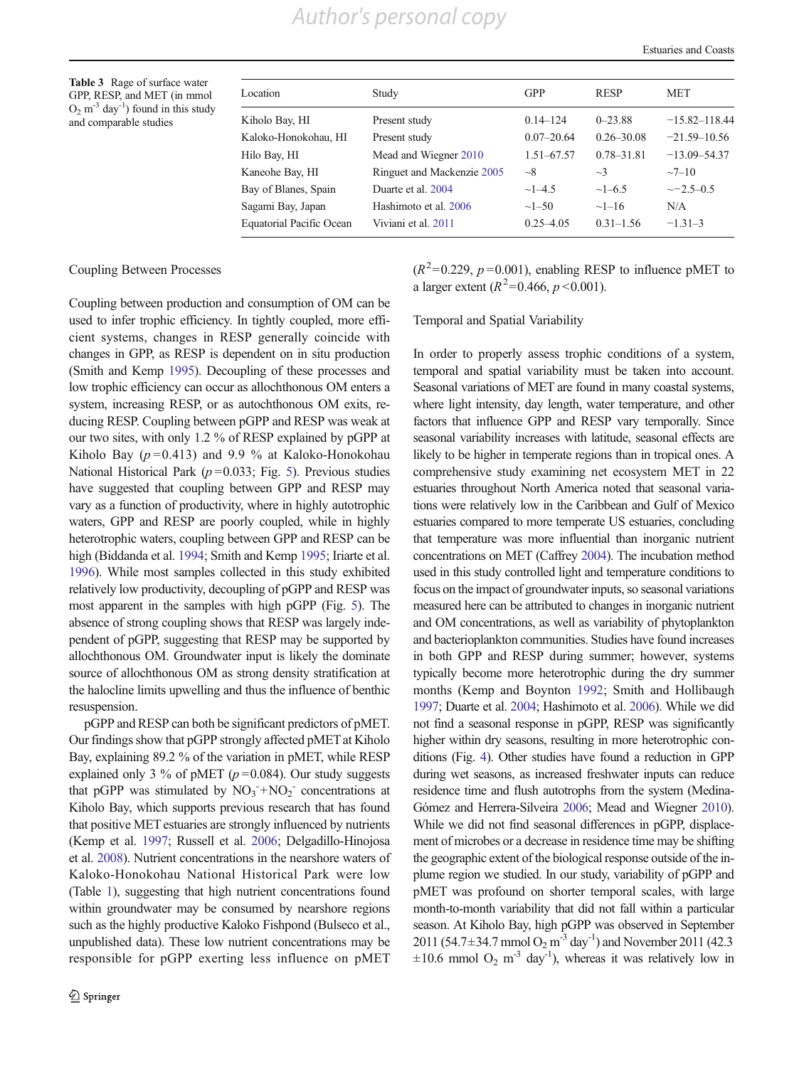**Table 3** Rage of surface water GPP, RESP, and MET (in mmol $O_2$ $m^{-3}$ $day^{-1}$) found in this study and comparable studies

| Location | Study | GPP | RESP | MET |
|---|---|---|---|---|
| Kiholo Bay, HI | Present study | 0.14–124 | 0–23.88 | −15.82–118.44 |
| Kaloko-Honokohau, HI | Present study | 0.07–20.64 | 0.26–30.08 | −21.59–10.56 |
| Hilo Bay, HI | Mead and Wiegner 2010 | 1.51–67.57 | 0.78–31.81 | −13.09–54.37 |
| Kaneohe Bay, HI | Ringuet and Mackenzie 2005 | ~8 | ~3 | ~7–10 |
| Bay of Blanes, Spain | Duarte et al. 2004 | ~1–4.5 | ~1–6.5 | ~−2.5–0.5 |
| Sagami Bay, Japan | Hashimoto et al. 2006 | ~1–50 | ~1–16 | N/A |
| Equatorial Pacific Ocean | Viviani et al. 2011 | 0.25–4.05 | 0.31–1.56 | −1.31–3 |

## Coupling Between Processes

Coupling between production and consumption of OM can be used to infer trophic efficiency. In tightly coupled, more efficient systems, changes in RESP generally coincide with changes in GPP, as RESP is dependent on in situ production (Smith and Kemp 1995). Decoupling of these processes and low trophic efficiency can occur as allochthonous OM enters a system, increasing RESP, or as autochthonous OM exits, reducing RESP. Coupling between pGPP and RESP was weak at our two sites, with only 1.2 % of RESP explained by pGPP at Kiholo Bay ($p$=0.413) and 9.9 % at Kaloko-Honokohau National Historical Park ($p$=0.033; Fig. 5). Previous studies have suggested that coupling between GPP and RESP may vary as a function of productivity, where in highly autotrophic waters, GPP and RESP are poorly coupled, while in highly heterotrophic waters, coupling between GPP and RESP can be high (Biddanda et al. 1994; Smith and Kemp 1995; Iriarte et al. 1996). While most samples collected in this study exhibited relatively low productivity, decoupling of pGPP and RESP was most apparent in the samples with high pGPP (Fig. 5). The absence of strong coupling shows that RESP was largely independent of pGPP, suggesting that RESP may be supported by allochthonous OM. Groundwater input is likely the dominate source of allochthonous OM as strong density stratification at the halocline limits upwelling and thus the influence of benthic resuspension.

pGPP and RESP can both be significant predictors of pMET. Our findings show that pGPP strongly affected pMET at Kiholo Bay, explaining 89.2 % of the variation in pMET, while RESP explained only 3 % of pMET ($p$=0.084). Our study suggests that pGPP was stimulated by $NO_3^-$+$NO_2^-$ concentrations at Kiholo Bay, which supports previous research that has found that positive MET estuaries are strongly influenced by nutrients (Kemp et al. 1997; Russell et al. 2006; Delgadillo-Hinojosa et al. 2008). Nutrient concentrations in the nearshore waters of Kaloko-Honokohau National Historical Park were low (Table 1), suggesting that high nutrient concentrations found within groundwater may be consumed by nearshore regions such as the highly productive Kaloko Fishpond (Bulseco et al., unpublished data). These low nutrient concentrations may be responsible for pGPP exerting less influence on pMET ($R^2$=0.229, $p$=0.001), enabling RESP to influence pMET to a larger extent ($R^2$=0.466, $p$<0.001).

## Temporal and Spatial Variability

In order to properly assess trophic conditions of a system, temporal and spatial variability must be taken into account. Seasonal variations of MET are found in many coastal systems, where light intensity, day length, water temperature, and other factors that influence GPP and RESP vary temporally. Since seasonal variability increases with latitude, seasonal effects are likely to be higher in temperate regions than in tropical ones. A comprehensive study examining net ecosystem MET in 22 estuaries throughout North America noted that seasonal variations were relatively low in the Caribbean and Gulf of Mexico estuaries compared to more temperate US estuaries, concluding that temperature was more influential than inorganic nutrient concentrations on MET (Caffrey 2004). The incubation method used in this study controlled light and temperature conditions to focus on the impact of groundwater inputs, so seasonal variations measured here can be attributed to changes in inorganic nutrient and OM concentrations, as well as variability of phytoplankton and bacterioplankton communities. Studies have found increases in both GPP and RESP during summer; however, systems typically become more heterotrophic during the dry summer months (Kemp and Boynton 1992; Smith and Hollibaugh 1997; Duarte et al. 2004; Hashimoto et al. 2006). While we did not find a seasonal response in pGPP, RESP was significantly higher within dry seasons, resulting in more heterotrophic conditions (Fig. 4). Other studies have found a reduction in GPP during wet seasons, as increased freshwater inputs can reduce residence time and flush autotrophs from the system (Medina-Gómez and Herrera-Silveira 2006; Mead and Wiegner 2010). While we did not find seasonal differences in pGPP, displacement of microbes or a decrease in residence time may be shifting the geographic extent of the biological response outside of the in-plume region we studied. In our study, variability of pGPP and pMET was profound on shorter temporal scales, with large month-to-month variability that did not fall within a particular season. At Kiholo Bay, high pGPP was observed in September 2011 (54.7±34.7 mmol $O_2$ $m^{-3}$ $day^{-1}$) and November 2011 (42.3 ±10.6 mmol $O_2$ $m^{-3}$ $day^{-1}$), whereas it was relatively low in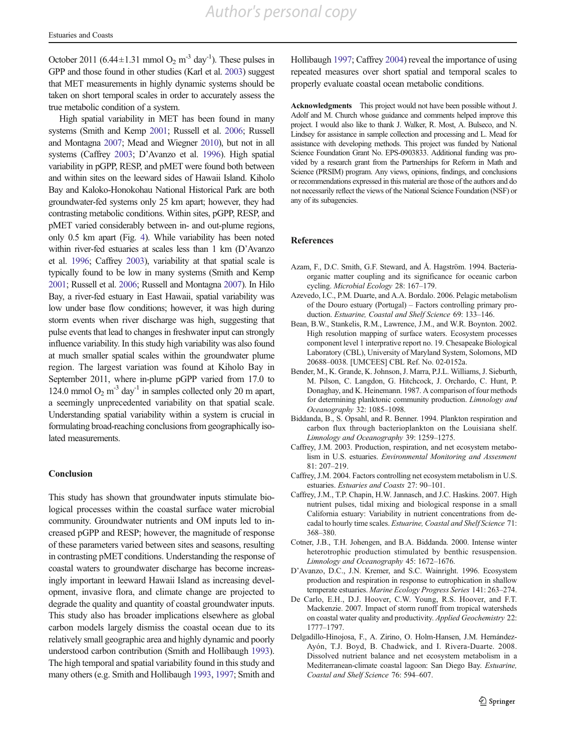October 2011 (6.44±1.31 mmol $O_2$ $m^{-3}$ $day^{-1}$). These pulses in GPP and those found in other studies (Karl et al. 2003) suggest that MET measurements in highly dynamic systems should be taken on short temporal scales in order to accurately assess the true metabolic condition of a system.

High spatial variability in MET has been found in many systems (Smith and Kemp 2001; Russell et al. 2006; Russell and Montagna 2007; Mead and Wiegner 2010), but not in all systems (Caffrey 2003; D'Avanzo et al. 1996). High spatial variability in pGPP, RESP, and pMET were found both between and within sites on the leeward sides of Hawaii Island. Kiholo Bay and Kaloko-Honokohau National Historical Park are both groundwater-fed systems only 25 km apart; however, they had contrasting metabolic conditions. Within sites, pGPP, RESP, and pMET varied considerably between in- and out-plume regions, only 0.5 km apart (Fig. 4). While variability has been noted within river-fed estuaries at scales less than 1 km (D'Avanzo et al. 1996; Caffrey 2003), variability at that spatial scale is typically found to be low in many systems (Smith and Kemp 2001; Russell et al. 2006; Russell and Montagna 2007). In Hilo Bay, a river-fed estuary in East Hawaii, spatial variability was low under base flow conditions; however, it was high during storm events when river discharge was high, suggesting that pulse events that lead to changes in freshwater input can strongly influence variability. In this study high variability was also found at much smaller spatial scales within the groundwater plume region. The largest variation was found at Kiholo Bay in September 2011, where in-plume pGPP varied from 17.0 to 124.0 mmol $O_2$ $m^{-3}$ $day^{-1}$ in samples collected only 20 m apart, a seemingly unprecedented variability on that spatial scale. Understanding spatial variability within a system is crucial in formulating broad-reaching conclusions from geographically isolated measurements.

## Conclusion

This study has shown that groundwater inputs stimulate biological processes within the coastal surface water microbial community. Groundwater nutrients and OM inputs led to increased pGPP and RESP; however, the magnitude of response of these parameters varied between sites and seasons, resulting in contrasting pMET conditions. Understanding the response of coastal waters to groundwater discharge has become increasingly important in leeward Hawaii Island as increasing development, invasive flora, and climate change are projected to degrade the quality and quantity of coastal groundwater inputs. This study also has broader implications elsewhere as global carbon models largely dismiss the coastal ocean due to its relatively small geographic area and highly dynamic and poorly understood carbon contribution (Smith and Hollibaugh 1993). The high temporal and spatial variability found in this study and many others (e.g. Smith and Hollibaugh 1993, 1997; Smith and Hollibaugh 1997; Caffrey 2004) reveal the importance of using repeated measures over short spatial and temporal scales to properly evaluate coastal ocean metabolic conditions.

**Acknowledgments** This project would not have been possible without J. Adolf and M. Church whose guidance and comments helped improve this project. I would also like to thank J. Walker, R. Most, A. Bulseco, and N. Lindsey for assistance in sample collection and processing and L. Mead for assistance with developing methods. This project was funded by National Science Foundation Grant No. EPS-0903833. Additional funding was provided by a research grant from the Partnerships for Reform in Math and Science (PRSIM) program. Any views, opinions, findings, and conclusions or recommendations expressed in this material are those of the authors and do not necessarily reflect the views of the National Science Foundation (NSF) or any of its subagencies.

## References

Azam, F., D.C. Smith, G.F. Steward, and Å. Hagström. 1994. Bacteria-organic matter coupling and its significance for oceanic carbon cycling. *Microbial Ecology* 28: 167–179.

Azevedo, I.C., P.M. Duarte, and A.A. Bordalo. 2006. Pelagic metabolism of the Douro estuary (Portugal) – Factors controlling primary production. *Estuarine, Coastal and Shelf Science* 69: 133–146.

Bean, B.W., Stankelis, R.M., Lawrence, J.M., and W.R. Boynton. 2002. High resolution mapping of surface waters. Ecosystem processes component level 1 interpretive report no. 19. Chesapeake Biological Laboratory (CBL), University of Maryland System, Solomons, MD 20688–0038. [UMCEES] CBL Ref. No. 02-0152a.

Bender, M., K. Grande, K. Johnson, J. Marra, P.J.L. Williams, J. Sieburth, M. Pilson, C. Langdon, G. Hitchcock, J. Orchardo, C. Hunt, P. Donaghay, and K. Heinemann. 1987. A comparison of four methods for determining planktonic community production. *Limnology and Oceanography* 32: 1085–1098.

Biddanda, B., S. Opsahl, and R. Benner. 1994. Plankton respiration and carbon flux through bacterioplankton on the Louisiana shelf. *Limnology and Oceanography* 39: 1259–1275.

Caffrey, J.M. 2003. Production, respiration, and net ecosystem metabolism in U.S. estuaries. *Environmental Monitoring and Assesment* 81: 207–219.

Caffrey, J.M. 2004. Factors controlling net ecosystem metabolism in U.S. estuaries. *Estuaries and Coasts* 27: 90–101.

Caffrey, J.M., T.P. Chapin, H.W. Jannasch, and J.C. Haskins. 2007. High nutrient pulses, tidal mixing and biological response in a small California estuary: Variability in nutrient concentrations from decadal to hourly time scales. *Estuarine, Coastal and Shelf Science* 71: 368–380.

Cotner, J.B., T.H. Johengen, and B.A. Biddanda. 2000. Intense winter heterotrophic production stimulated by benthic resuspension. *Limnology and Oceanography* 45: 1672–1676.

D'Avanzo, D.C., J.N. Kremer, and S.C. Wainright. 1996. Ecosystem production and respiration in response to eutrophication in shallow temperate estuaries. *Marine Ecology Progress Series* 141: 263–274.

De Carlo, E.H., D.J. Hoover, C.W. Young, R.S. Hoover, and F.T. Mackenzie. 2007. Impact of storm runoff from tropical watersheds on coastal water quality and productivity. *Applied Geochemistry* 22: 1777–1797.

Delgadillo-Hinojosa, F., A. Zirino, O. Holm-Hansen, J.M. Hernández-Ayón, T.J. Boyd, B. Chadwick, and I. Rivera-Duarte. 2008. Dissolved nutrient balance and net ecosystem metabolism in a Mediterranean-climate coastal lagoon: San Diego Bay. *Estuarine, Coastal and Shelf Science* 76: 594–607.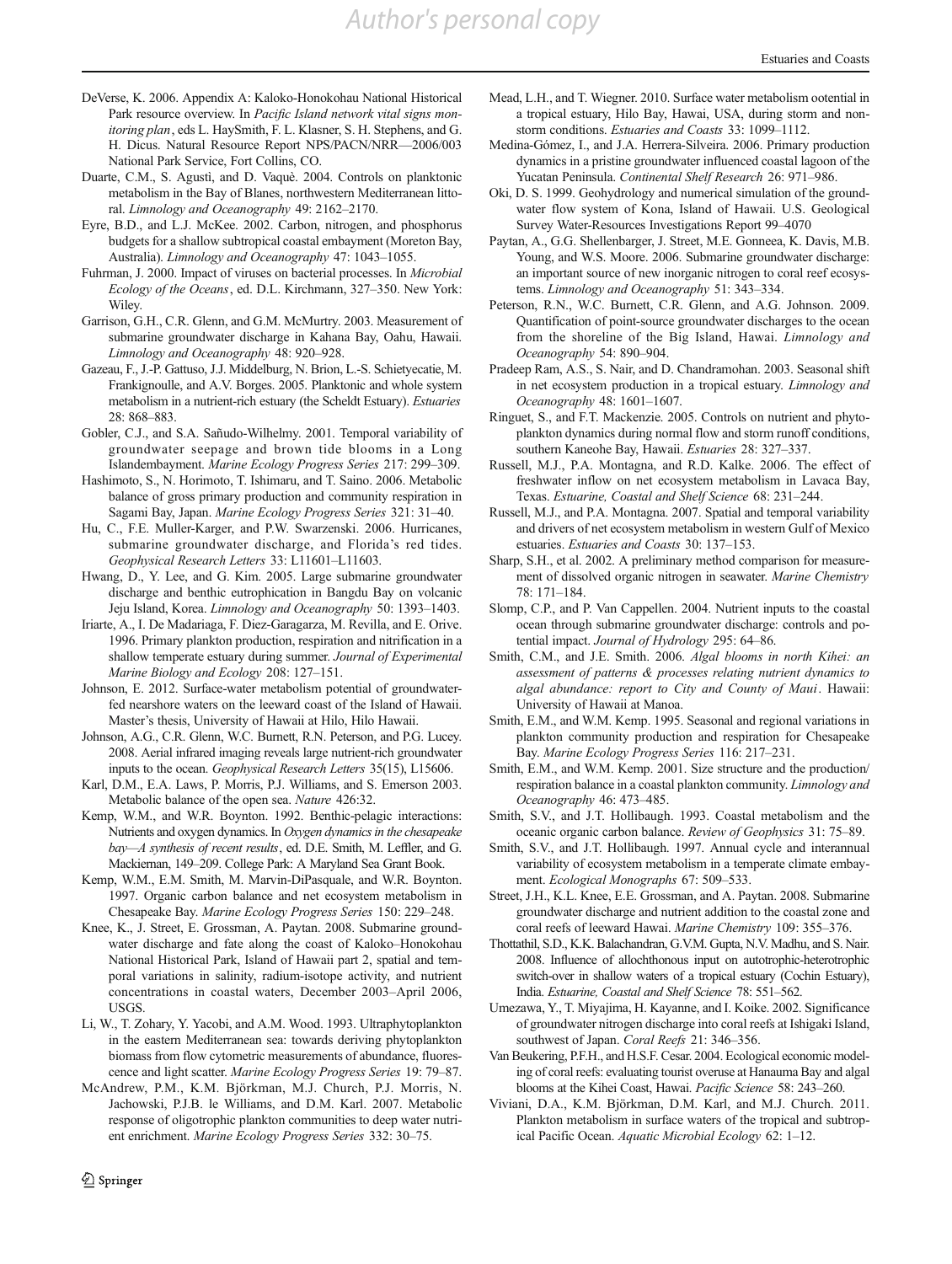DeVerse, K. 2006. Appendix A: Kaloko-Honokohau National Historical Park resource overview. In *Pacific Island network vital signs monitoring plan*, eds L. HaySmith, F. L. Klasner, S. H. Stephens, and G. H. Dicus. Natural Resource Report NPS/PACN/NRR—2006/003 National Park Service, Fort Collins, CO.

Duarte, C.M., S. Agustí, and D. Vaquè. 2004. Controls on planktonic metabolism in the Bay of Blanes, northwestern Mediterranean littoral. *Limnology and Oceanography* 49: 2162–2170.

Eyre, B.D., and L.J. McKee. 2002. Carbon, nitrogen, and phosphorus budgets for a shallow subtropical coastal embayment (Moreton Bay, Australia). *Limnology and Oceanography* 47: 1043–1055.

Fuhrman, J. 2000. Impact of viruses on bacterial processes. In *Microbial Ecology of the Oceans*, ed. D.L. Kirchmann, 327–350. New York: Wiley.

Garrison, G.H., C.R. Glenn, and G.M. McMurtry. 2003. Measurement of submarine groundwater discharge in Kahana Bay, Oahu, Hawaii. *Limnology and Oceanography* 48: 920–928.

Gazeau, F., J.-P. Gattuso, J.J. Middelburg, N. Brion, L.-S. Schietyecatie, M. Frankignoulle, and A.V. Borges. 2005. Planktonic and whole system metabolism in a nutrient-rich estuary (the Scheldt Estuary). *Estuaries* 28: 868–883.

Gobler, C.J., and S.A. Sañudo-Wilhelmy. 2001. Temporal variability of groundwater seepage and brown tide blooms in a Long Islandembayment. *Marine Ecology Progress Series* 217: 299–309.

Hashimoto, S., N. Horimoto, T. Ishimaru, and T. Saino. 2006. Metabolic balance of gross primary production and community respiration in Sagami Bay, Japan. *Marine Ecology Progress Series* 321: 31–40.

Hu, C., F.E. Muller-Karger, and P.W. Swarzenski. 2006. Hurricanes, submarine groundwater discharge, and Florida's red tides. *Geophysical Research Letters* 33: L11601–L11603.

Hwang, D., Y. Lee, and G. Kim. 2005. Large submarine groundwater discharge and benthic eutrophication in Bangdu Bay on volcanic Jeju Island, Korea. *Limnology and Oceanography* 50: 1393–1403.

Iriarte, A., I. De Madariaga, F. Diez-Garagarza, M. Revilla, and E. Orive. 1996. Primary plankton production, respiration and nitrification in a shallow temperate estuary during summer. *Journal of Experimental Marine Biology and Ecology* 208: 127–151.

Johnson, E. 2012. Surface-water metabolism potential of groundwater-fed nearshore waters on the leeward coast of the Island of Hawaii. Master's thesis, University of Hawaii at Hilo, Hilo Hawaii.

Johnson, A.G., C.R. Glenn, W.C. Burnett, R.N. Peterson, and P.G. Lucey. 2008. Aerial infrared imaging reveals large nutrient-rich groundwater inputs to the ocean. *Geophysical Research Letters* 35(15), L15606.

Karl, D.M., E.A. Laws, P. Morris, P.J. Williams, and S. Emerson 2003. Metabolic balance of the open sea. *Nature* 426:32.

Kemp, W.M., and W.R. Boynton. 1992. Benthic-pelagic interactions: Nutrients and oxygen dynamics. In *Oxygen dynamics in the chesapeake bay—A synthesis of recent results*, ed. D.E. Smith, M. Leffler, and G. Mackiernan, 149–209. College Park: A Maryland Sea Grant Book.

Kemp, W.M., E.M. Smith, M. Marvin-DiPasquale, and W.R. Boynton. 1997. Organic carbon balance and net ecosystem metabolism in Chesapeake Bay. *Marine Ecology Progress Series* 150: 229–248.

Knee, K., J. Street, E. Grossman, A. Paytan. 2008. Submarine groundwater discharge and fate along the coast of Kaloko–Honokohau National Historical Park, Island of Hawaii part 2, spatial and temporal variations in salinity, radium-isotope activity, and nutrient concentrations in coastal waters, December 2003–April 2006, USGS.

Li, W., T. Zohary, Y. Yacobi, and A.M. Wood. 1993. Ultraphytoplankton in the eastern Mediterranean sea: towards deriving phytoplankton biomass from flow cytometric measurements of abundance, fluorescence and light scatter. *Marine Ecology Progress Series* 19: 79–87.

McAndrew, P.M., K.M. Björkman, M.J. Church, P.J. Morris, N. Jachowski, P.J.B. le Williams, and D.M. Karl. 2007. Metabolic response of oligotrophic plankton communities to deep water nutrient enrichment. *Marine Ecology Progress Series* 332: 30–75.

Mead, L.H., and T. Wiegner. 2010. Surface water metabolism ootential in a tropical estuary, Hilo Bay, Hawai, USA, during storm and non-storm conditions. *Estuaries and Coasts* 33: 1099–1112.

Medina-Gómez, I., and J.A. Herrera-Silveira. 2006. Primary production dynamics in a pristine groundwater influenced coastal lagoon of the Yucatan Peninsula. *Continental Shelf Research* 26: 971–986.

Oki, D. S. 1999. Geohydrology and numerical simulation of the groundwater flow system of Kona, Island of Hawaii. U.S. Geological Survey Water-Resources Investigations Report 99–4070

Paytan, A., G.G. Shellenbarger, J. Street, M.E. Gonneea, K. Davis, M.B. Young, and W.S. Moore. 2006. Submarine groundwater discharge: an important source of new inorganic nitrogen to coral reef ecosystems. *Limnology and Oceanography* 51: 343–334.

Peterson, R.N., W.C. Burnett, C.R. Glenn, and A.G. Johnson. 2009. Quantification of point-source groundwater discharges to the ocean from the shoreline of the Big Island, Hawai. *Limnology and Oceanography* 54: 890–904.

Pradeep Ram, A.S., S. Nair, and D. Chandramohan. 2003. Seasonal shift in net ecosystem production in a tropical estuary. *Limnology and Oceanography* 48: 1601–1607.

Ringuet, S., and F.T. Mackenzie. 2005. Controls on nutrient and phytoplankton dynamics during normal flow and storm runoff conditions, southern Kaneohe Bay, Hawaii. *Estuaries* 28: 327–337.

Russell, M.J., P.A. Montagna, and R.D. Kalke. 2006. The effect of freshwater inflow on net ecosystem metabolism in Lavaca Bay, Texas. *Estuarine, Coastal and Shelf Science* 68: 231–244.

Russell, M.J., and P.A. Montagna. 2007. Spatial and temporal variability and drivers of net ecosystem metabolism in western Gulf of Mexico estuaries. *Estuaries and Coasts* 30: 137–153.

Sharp, S.H., et al. 2002. A preliminary method comparison for measurement of dissolved organic nitrogen in seawater. *Marine Chemistry* 78: 171–184.

Slomp, C.P., and P. Van Cappellen. 2004. Nutrient inputs to the coastal ocean through submarine groundwater discharge: controls and potential impact. *Journal of Hydrology* 295: 64–86.

Smith, C.M., and J.E. Smith. 2006. *Algal blooms in north Kihei: an assessment of patterns & processes relating nutrient dynamics to algal abundance: report to City and County of Maui*. Hawaii: University of Hawaii at Manoa.

Smith, E.M., and W.M. Kemp. 1995. Seasonal and regional variations in plankton community production and respiration for Chesapeake Bay. *Marine Ecology Progress Series* 116: 217–231.

Smith, E.M., and W.M. Kemp. 2001. Size structure and the production/respiration balance in a coastal plankton community. *Limnology and Oceanography* 46: 473–485.

Smith, S.V., and J.T. Hollibaugh. 1993. Coastal metabolism and the oceanic organic carbon balance. *Review of Geophysics* 31: 75–89.

Smith, S.V., and J.T. Hollibaugh. 1997. Annual cycle and interannual variability of ecosystem metabolism in a temperate climate embayment. *Ecological Monographs* 67: 509–533.

Street, J.H., K.L. Knee, E.E. Grossman, and A. Paytan. 2008. Submarine groundwater discharge and nutrient addition to the coastal zone and coral reefs of leeward Hawai. *Marine Chemistry* 109: 355–376.

Thottathil, S.D., K.K. Balachandran, G.V.M. Gupta, N.V. Madhu, and S. Nair. 2008. Influence of allochthonous input on autotrophic-heterotrophic switch-over in shallow waters of a tropical estuary (Cochin Estuary), India. *Estuarine, Coastal and Shelf Science* 78: 551–562.

Umezawa, Y., T. Miyajima, H. Kayanne, and I. Koike. 2002. Significance of groundwater nitrogen discharge into coral reefs at Ishigaki Island, southwest of Japan. *Coral Reefs* 21: 346–356.

Van Beukering, P.F.H., and H.S.F. Cesar. 2004. Ecological economic modeling of coral reefs: evaluating tourist overuse at Hanauma Bay and algal blooms at the Kihei Coast, Hawai. *Pacific Science* 58: 243–260.

Viviani, D.A., K.M. Björkman, D.M. Karl, and M.J. Church. 2011. Plankton metabolism in surface waters of the tropical and subtropical Pacific Ocean. *Aquatic Microbial Ecology* 62: 1–12.